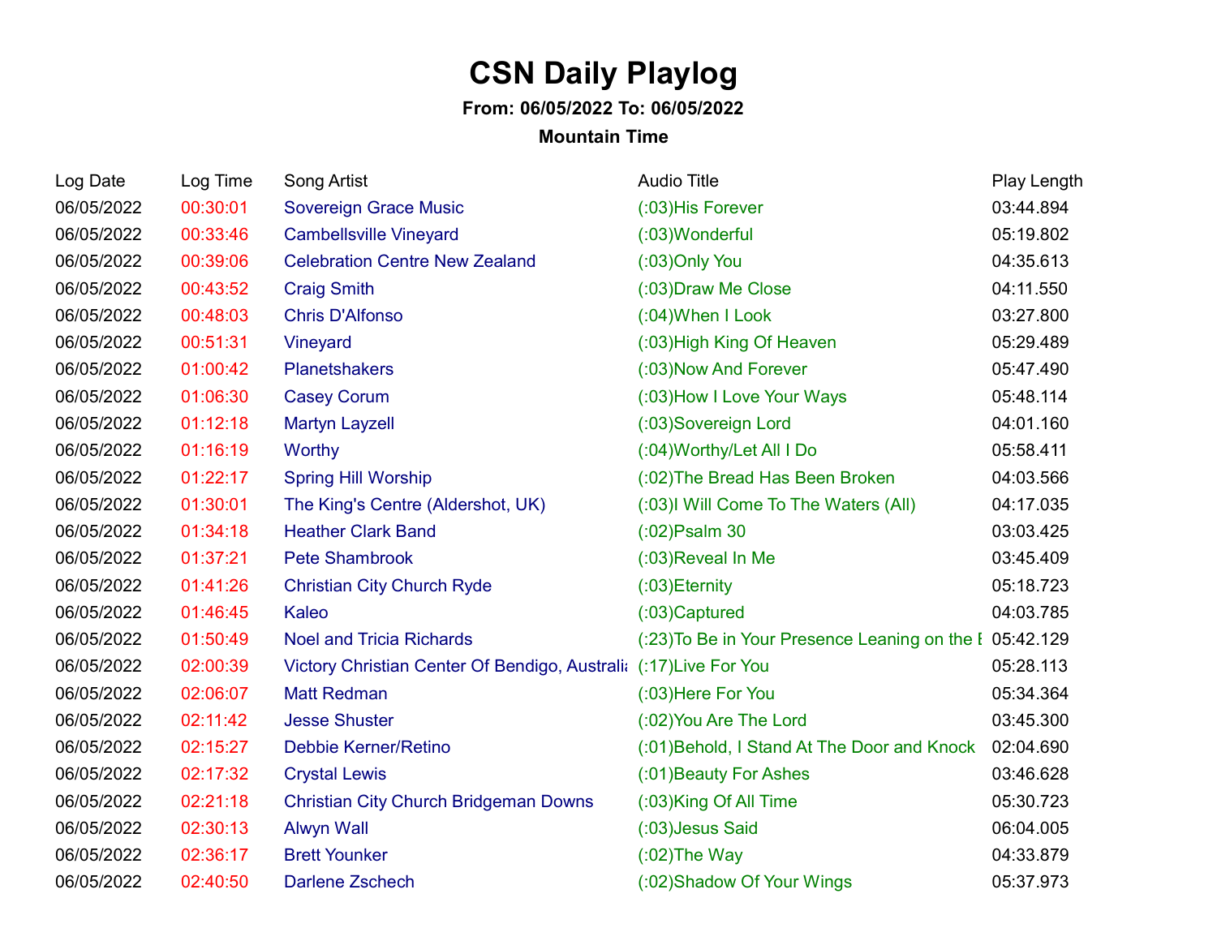# CSN Daily Playlog

**From: 06/05/2022 To: 06/05/2022**

**Mountain Time**

| Log Date | Log Time | Song Artist | Audio Title | Play Length |
|---|---|---|---|---|
| 06/05/2022 | 00:30:01 | Sovereign Grace Music | (:03)His Forever | 03:44.894 |
| 06/05/2022 | 00:33:46 | Cambellsville Vineyard | (:03)Wonderful | 05:19.802 |
| 06/05/2022 | 00:39:06 | Celebration Centre New Zealand | (:03)Only You | 04:35.613 |
| 06/05/2022 | 00:43:52 | Craig Smith | (:03)Draw Me Close | 04:11.550 |
| 06/05/2022 | 00:48:03 | Chris D'Alfonso | (:04)When I Look | 03:27.800 |
| 06/05/2022 | 00:51:31 | Vineyard | (:03)High King Of Heaven | 05:29.489 |
| 06/05/2022 | 01:00:42 | Planetshakers | (:03)Now And Forever | 05:47.490 |
| 06/05/2022 | 01:06:30 | Casey Corum | (:03)How I Love Your Ways | 05:48.114 |
| 06/05/2022 | 01:12:18 | Martyn Layzell | (:03)Sovereign Lord | 04:01.160 |
| 06/05/2022 | 01:16:19 | Worthy | (:04)Worthy/Let All I Do | 05:58.411 |
| 06/05/2022 | 01:22:17 | Spring Hill Worship | (:02)The Bread Has Been Broken | 04:03.566 |
| 06/05/2022 | 01:30:01 | The King's Centre (Aldershot, UK) | (:03)I Will Come To The Waters (All) | 04:17.035 |
| 06/05/2022 | 01:34:18 | Heather Clark Band | (:02)Psalm 30 | 03:03.425 |
| 06/05/2022 | 01:37:21 | Pete Shambrook | (:03)Reveal In Me | 03:45.409 |
| 06/05/2022 | 01:41:26 | Christian City Church Ryde | (:03)Eternity | 05:18.723 |
| 06/05/2022 | 01:46:45 | Kaleo | (:03)Captured | 04:03.785 |
| 06/05/2022 | 01:50:49 | Noel and Tricia Richards | (:23)To Be in Your Presence Leaning on the E | 05:42.129 |
| 06/05/2022 | 02:00:39 | Victory Christian Center Of Bendigo, Australia | (:17)Live For You | 05:28.113 |
| 06/05/2022 | 02:06:07 | Matt Redman | (:03)Here For You | 05:34.364 |
| 06/05/2022 | 02:11:42 | Jesse Shuster | (:02)You Are The Lord | 03:45.300 |
| 06/05/2022 | 02:15:27 | Debbie Kerner/Retino | (:01)Behold, I Stand At The Door and Knock | 02:04.690 |
| 06/05/2022 | 02:17:32 | Crystal Lewis | (:01)Beauty For Ashes | 03:46.628 |
| 06/05/2022 | 02:21:18 | Christian City Church Bridgeman Downs | (:03)King Of All Time | 05:30.723 |
| 06/05/2022 | 02:30:13 | Alwyn Wall | (:03)Jesus Said | 06:04.005 |
| 06/05/2022 | 02:36:17 | Brett Younker | (:02)The Way | 04:33.879 |
| 06/05/2022 | 02:40:50 | Darlene Zschech | (:02)Shadow Of Your Wings | 05:37.973 |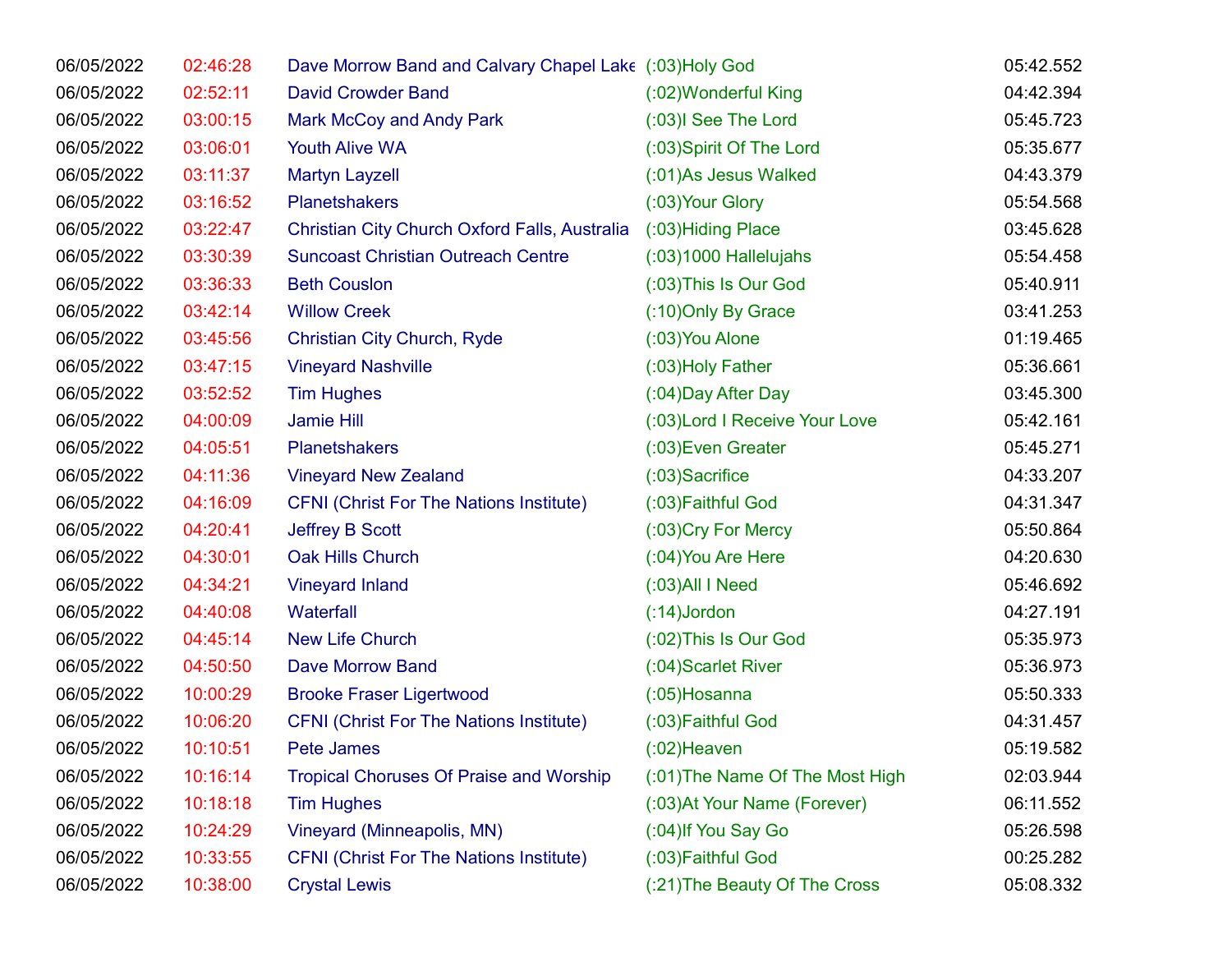| | | | | |
|---|---|---|---|---|
| 06/05/2022 | 02:46:28 | Dave Morrow Band and Calvary Chapel Lake | (:03)Holy God | 05:42.552 |
| 06/05/2022 | 02:52:11 | David Crowder Band | (:02)Wonderful King | 04:42.394 |
| 06/05/2022 | 03:00:15 | Mark McCoy and Andy Park | (:03)I See The Lord | 05:45.723 |
| 06/05/2022 | 03:06:01 | Youth Alive WA | (:03)Spirit Of The Lord | 05:35.677 |
| 06/05/2022 | 03:11:37 | Martyn Layzell | (:01)As Jesus Walked | 04:43.379 |
| 06/05/2022 | 03:16:52 | Planetshakers | (:03)Your Glory | 05:54.568 |
| 06/05/2022 | 03:22:47 | Christian City Church Oxford Falls, Australia | (:03)Hiding Place | 03:45.628 |
| 06/05/2022 | 03:30:39 | Suncoast Christian Outreach Centre | (:03)1000 Hallelujahs | 05:54.458 |
| 06/05/2022 | 03:36:33 | Beth Couslon | (:03)This Is Our God | 05:40.911 |
| 06/05/2022 | 03:42:14 | Willow Creek | (:10)Only By Grace | 03:41.253 |
| 06/05/2022 | 03:45:56 | Christian City Church, Ryde | (:03)You Alone | 01:19.465 |
| 06/05/2022 | 03:47:15 | Vineyard Nashville | (:03)Holy Father | 05:36.661 |
| 06/05/2022 | 03:52:52 | Tim Hughes | (:04)Day After Day | 03:45.300 |
| 06/05/2022 | 04:00:09 | Jamie Hill | (:03)Lord I Receive Your Love | 05:42.161 |
| 06/05/2022 | 04:05:51 | Planetshakers | (:03)Even Greater | 05:45.271 |
| 06/05/2022 | 04:11:36 | Vineyard New Zealand | (:03)Sacrifice | 04:33.207 |
| 06/05/2022 | 04:16:09 | CFNI (Christ For The Nations Institute) | (:03)Faithful God | 04:31.347 |
| 06/05/2022 | 04:20:41 | Jeffrey B Scott | (:03)Cry For Mercy | 05:50.864 |
| 06/05/2022 | 04:30:01 | Oak Hills Church | (:04)You Are Here | 04:20.630 |
| 06/05/2022 | 04:34:21 | Vineyard Inland | (:03)All I Need | 05:46.692 |
| 06/05/2022 | 04:40:08 | Waterfall | (:14)Jordon | 04:27.191 |
| 06/05/2022 | 04:45:14 | New Life Church | (:02)This Is Our God | 05:35.973 |
| 06/05/2022 | 04:50:50 | Dave Morrow Band | (:04)Scarlet River | 05:36.973 |
| 06/05/2022 | 10:00:29 | Brooke Fraser Ligertwood | (:05)Hosanna | 05:50.333 |
| 06/05/2022 | 10:06:20 | CFNI (Christ For The Nations Institute) | (:03)Faithful God | 04:31.457 |
| 06/05/2022 | 10:10:51 | Pete James | (:02)Heaven | 05:19.582 |
| 06/05/2022 | 10:16:14 | Tropical Choruses Of Praise and Worship | (:01)The Name Of The Most High | 02:03.944 |
| 06/05/2022 | 10:18:18 | Tim Hughes | (:03)At Your Name (Forever) | 06:11.552 |
| 06/05/2022 | 10:24:29 | Vineyard (Minneapolis, MN) | (:04)If You Say Go | 05:26.598 |
| 06/05/2022 | 10:33:55 | CFNI (Christ For The Nations Institute) | (:03)Faithful God | 00:25.282 |
| 06/05/2022 | 10:38:00 | Crystal Lewis | (:21)The Beauty Of The Cross | 05:08.332 |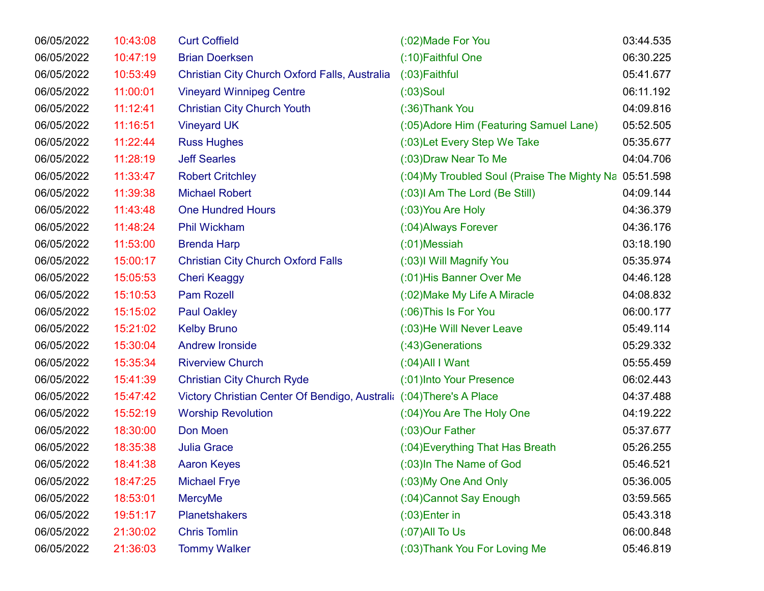| | | | | |
|---|---|---|---|---|
| 06/05/2022 | 10:43:08 | Curt Coffield | (:02)Made For You | 03:44.535 |
| 06/05/2022 | 10:47:19 | Brian Doerksen | (:10)Faithful One | 06:30.225 |
| 06/05/2022 | 10:53:49 | Christian City Church Oxford Falls, Australia | (:03)Faithful | 05:41.677 |
| 06/05/2022 | 11:00:01 | Vineyard Winnipeg Centre | (:03)Soul | 06:11.192 |
| 06/05/2022 | 11:12:41 | Christian City Church Youth | (:36)Thank You | 04:09.816 |
| 06/05/2022 | 11:16:51 | Vineyard UK | (:05)Adore Him (Featuring Samuel Lane) | 05:52.505 |
| 06/05/2022 | 11:22:44 | Russ Hughes | (:03)Let Every Step We Take | 05:35.677 |
| 06/05/2022 | 11:28:19 | Jeff Searles | (:03)Draw Near To Me | 04:04.706 |
| 06/05/2022 | 11:33:47 | Robert Critchley | (:04)My Troubled Soul (Praise The Mighty Na | 05:51.598 |
| 06/05/2022 | 11:39:38 | Michael Robert | (:03)I Am The Lord (Be Still) | 04:09.144 |
| 06/05/2022 | 11:43:48 | One Hundred Hours | (:03)You Are Holy | 04:36.379 |
| 06/05/2022 | 11:48:24 | Phil Wickham | (:04)Always Forever | 04:36.176 |
| 06/05/2022 | 11:53:00 | Brenda Harp | (:01)Messiah | 03:18.190 |
| 06/05/2022 | 15:00:17 | Christian City Church Oxford Falls | (:03)I Will Magnify You | 05:35.974 |
| 06/05/2022 | 15:05:53 | Cheri Keaggy | (:01)His Banner Over Me | 04:46.128 |
| 06/05/2022 | 15:10:53 | Pam Rozell | (:02)Make My Life A Miracle | 04:08.832 |
| 06/05/2022 | 15:15:02 | Paul Oakley | (:06)This Is For You | 06:00.177 |
| 06/05/2022 | 15:21:02 | Kelby Bruno | (:03)He Will Never Leave | 05:49.114 |
| 06/05/2022 | 15:30:04 | Andrew Ironside | (:43)Generations | 05:29.332 |
| 06/05/2022 | 15:35:34 | Riverview Church | (:04)All I Want | 05:55.459 |
| 06/05/2022 | 15:41:39 | Christian City Church Ryde | (:01)Into Your Presence | 06:02.443 |
| 06/05/2022 | 15:47:42 | Victory Christian Center Of Bendigo, Australia | (:04)There's A Place | 04:37.488 |
| 06/05/2022 | 15:52:19 | Worship Revolution | (:04)You Are The Holy One | 04:19.222 |
| 06/05/2022 | 18:30:00 | Don Moen | (:03)Our Father | 05:37.677 |
| 06/05/2022 | 18:35:38 | Julia Grace | (:04)Everything That Has Breath | 05:26.255 |
| 06/05/2022 | 18:41:38 | Aaron Keyes | (:03)In The Name of God | 05:46.521 |
| 06/05/2022 | 18:47:25 | Michael Frye | (:03)My One And Only | 05:36.005 |
| 06/05/2022 | 18:53:01 | MercyMe | (:04)Cannot Say Enough | 03:59.565 |
| 06/05/2022 | 19:51:17 | Planetshakers | (:03)Enter in | 05:43.318 |
| 06/05/2022 | 21:30:02 | Chris Tomlin | (:07)All To Us | 06:00.848 |
| 06/05/2022 | 21:36:03 | Tommy Walker | (:03)Thank You For Loving Me | 05:46.819 |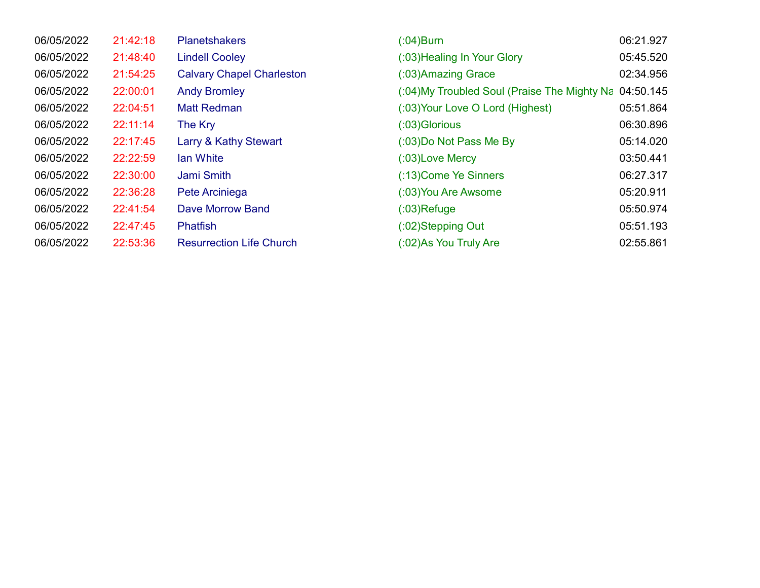| | | | | |
|---|---|---|---|---|
| 06/05/2022 | 21:42:18 | Planetshakers | (:04)Burn | 06:21.927 |
| 06/05/2022 | 21:48:40 | Lindell Cooley | (:03)Healing In Your Glory | 05:45.520 |
| 06/05/2022 | 21:54:25 | Calvary Chapel Charleston | (:03)Amazing Grace | 02:34.956 |
| 06/05/2022 | 22:00:01 | Andy Bromley | (:04)My Troubled Soul (Praise The Mighty Na | 04:50.145 |
| 06/05/2022 | 22:04:51 | Matt Redman | (:03)Your Love O Lord (Highest) | 05:51.864 |
| 06/05/2022 | 22:11:14 | The Kry | (:03)Glorious | 06:30.896 |
| 06/05/2022 | 22:17:45 | Larry & Kathy Stewart | (:03)Do Not Pass Me By | 05:14.020 |
| 06/05/2022 | 22:22:59 | Ian White | (:03)Love Mercy | 03:50.441 |
| 06/05/2022 | 22:30:00 | Jami Smith | (:13)Come Ye Sinners | 06:27.317 |
| 06/05/2022 | 22:36:28 | Pete Arciniega | (:03)You Are Awsome | 05:20.911 |
| 06/05/2022 | 22:41:54 | Dave Morrow Band | (:03)Refuge | 05:50.974 |
| 06/05/2022 | 22:47:45 | Phatfish | (:02)Stepping Out | 05:51.193 |
| 06/05/2022 | 22:53:36 | Resurrection Life Church | (:02)As You Truly Are | 02:55.861 |